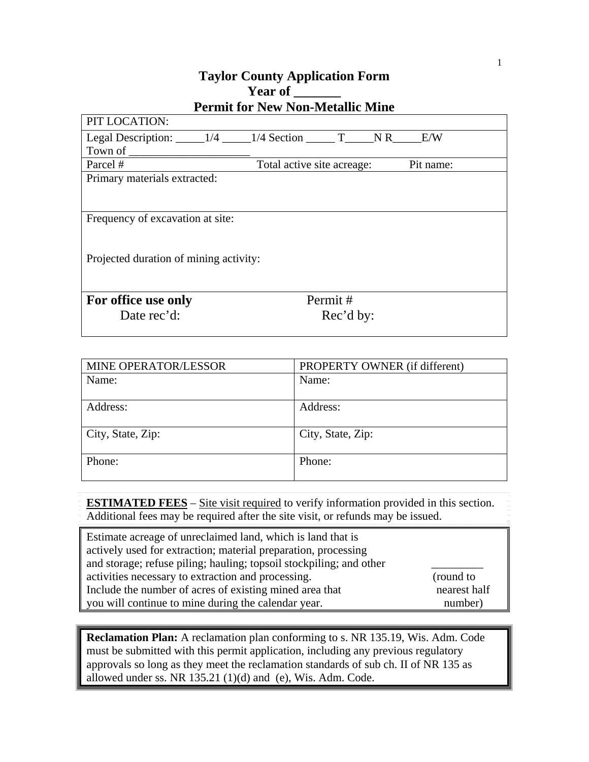# Taylor County Application Form
## Year of _______
## Permit for New Non-Metallic Mine

| PIT LOCATION: | | |
|---|---|---|
| Legal Description: _____1/4 _____1/4 Section _____ T_____N R_____E/W<br>Town of ____________________ | | |
| Parcel # | Total active site acreage: | Pit name: |
| Primary materials extracted: | | |
| Frequency of excavation at site:<br><br>Projected duration of mining activity: | | |
| **For office use only**<br>Date rec'd: | Permit #<br>Rec'd by: | |

| MINE OPERATOR/LESSOR | PROPERTY OWNER (if different) |
|---|---|
| Name: | Name: |
| Address: | Address: |
| City, State, Zip: | City, State, Zip: |
| Phone: | Phone: |

**ESTIMATED FEES** – Site visit required to verify information provided in this section. Additional fees may be required after the site visit, or refunds may be issued.

| Estimate acreage of unreclaimed land, which is land that is actively used for extraction; material preparation, processing and storage; refuse piling; hauling; topsoil stockpiling; and other activities necessary to extraction and processing. Include the number of acres of existing mined area that you will continue to mine during the calendar year. | _________<br>(round to nearest half number) |
|---|---|

**Reclamation Plan:** A reclamation plan conforming to s. NR 135.19, Wis. Adm. Code must be submitted with this permit application, including any previous regulatory approvals so long as they meet the reclamation standards of sub ch. II of NR 135 as allowed under ss. NR 135.21 (1)(d) and (e), Wis. Adm. Code.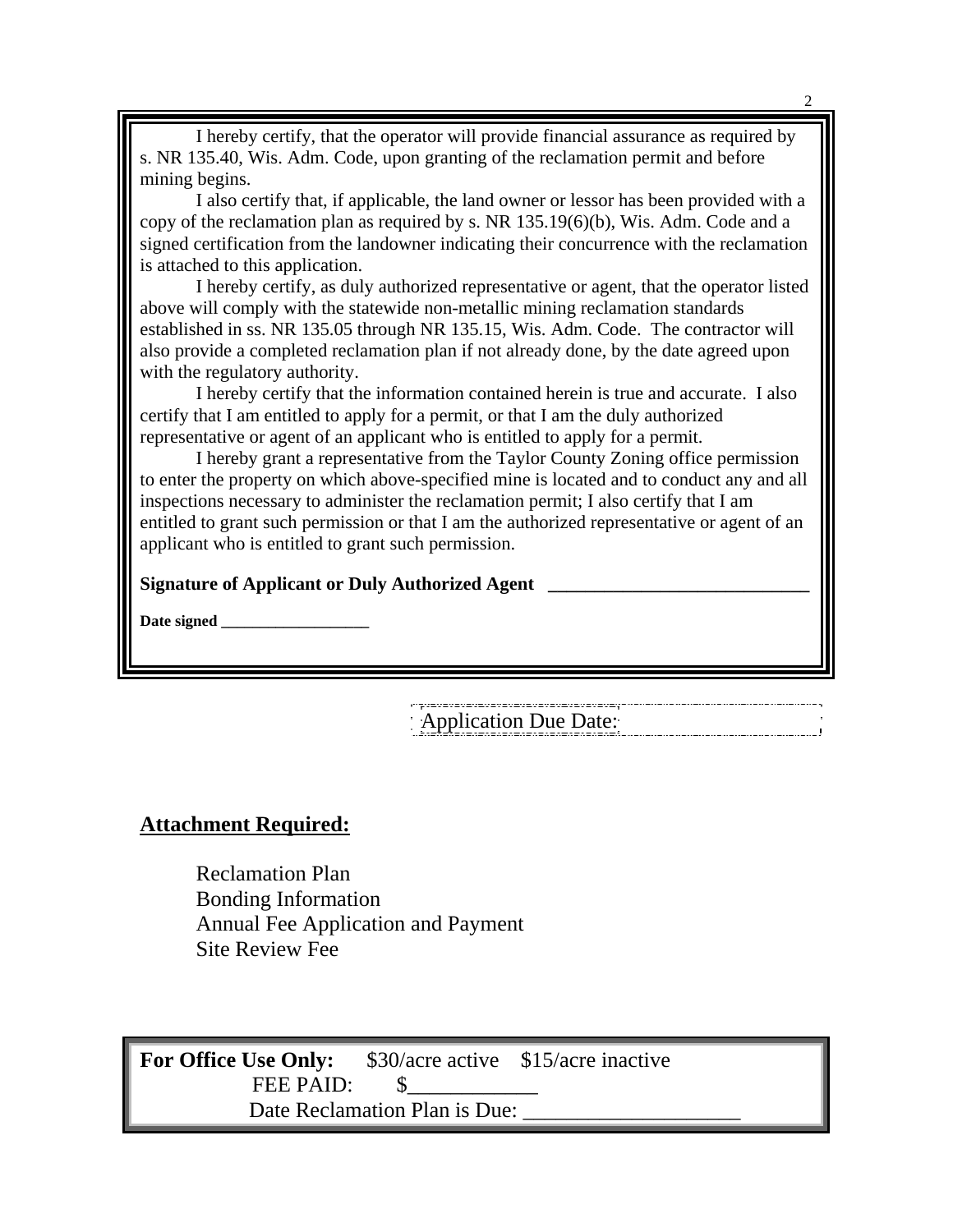I hereby certify, that the operator will provide financial assurance as required by s. NR 135.40, Wis. Adm. Code, upon granting of the reclamation permit and before mining begins.

I also certify that, if applicable, the land owner or lessor has been provided with a copy of the reclamation plan as required by s. NR 135.19(6)(b), Wis. Adm. Code and a signed certification from the landowner indicating their concurrence with the reclamation is attached to this application.

I hereby certify, as duly authorized representative or agent, that the operator listed above will comply with the statewide non-metallic mining reclamation standards established in ss. NR 135.05 through NR 135.15, Wis. Adm. Code. The contractor will also provide a completed reclamation plan if not already done, by the date agreed upon with the regulatory authority.

I hereby certify that the information contained herein is true and accurate. I also certify that I am entitled to apply for a permit, or that I am the duly authorized representative or agent of an applicant who is entitled to apply for a permit.

I hereby grant a representative from the Taylor County Zoning office permission to enter the property on which above-specified mine is located and to conduct any and all inspections necessary to administer the reclamation permit; I also certify that I am entitled to grant such permission or that I am the authorized representative or agent of an applicant who is entitled to grant such permission.

**Signature of Applicant or Duly Authorized Agent** ____________________________

**Date signed** __________________

Application Due Date:

## Attachment Required:

Reclamation Plan
Bonding Information
Annual Fee Application and Payment
Site Review Fee

**For Office Use Only:** $30/acre active $15/acre inactive

FEE PAID: $____________

Date Reclamation Plan is Due: ____________________